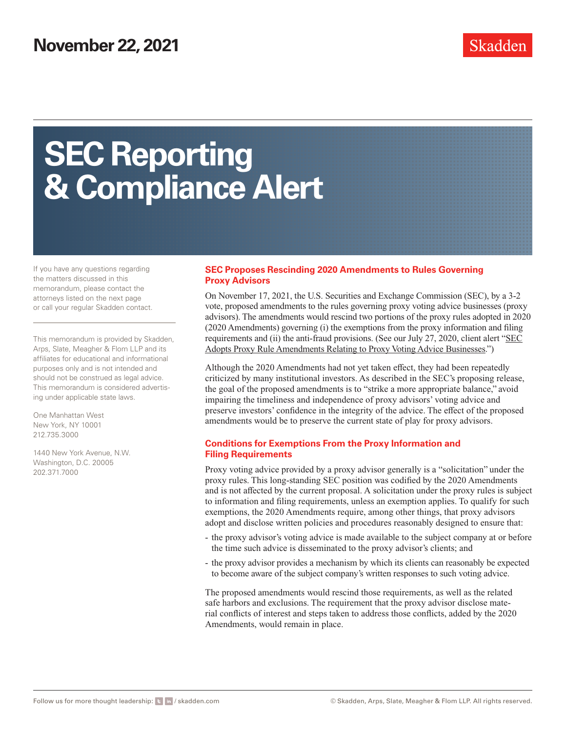November 22, 2021

Skadden

# SEC Reporting & Compliance Alert

If you have any questions regarding the matters discussed in this memorandum, please contact the attorneys listed on the next page or call your regular Skadden contact.

This memorandum is provided by Skadden, Arps, Slate, Meagher & Flom LLP and its affiliates for educational and informational purposes only and is not intended and should not be construed as legal advice. This memorandum is considered advertising under applicable state laws.

One Manhattan West
New York, NY 10001
212.735.3000

1440 New York Avenue, N.W.
Washington, D.C. 20005
202.371.7000

## SEC Proposes Rescinding 2020 Amendments to Rules Governing Proxy Advisors

On November 17, 2021, the U.S. Securities and Exchange Commission (SEC), by a 3-2 vote, proposed amendments to the rules governing proxy voting advice businesses (proxy advisors). The amendments would rescind two portions of the proxy rules adopted in 2020 (2020 Amendments) governing (i) the exemptions from the proxy information and filing requirements and (ii) the anti-fraud provisions. (See our July 27, 2020, client alert "SEC Adopts Proxy Rule Amendments Relating to Proxy Voting Advice Businesses.")

Although the 2020 Amendments had not yet taken effect, they had been repeatedly criticized by many institutional investors. As described in the SEC's proposing release, the goal of the proposed amendments is to "strike a more appropriate balance," avoid impairing the timeliness and independence of proxy advisors' voting advice and preserve investors' confidence in the integrity of the advice. The effect of the proposed amendments would be to preserve the current state of play for proxy advisors.

### Conditions for Exemptions From the Proxy Information and Filing Requirements

Proxy voting advice provided by a proxy advisor generally is a "solicitation" under the proxy rules. This long-standing SEC position was codified by the 2020 Amendments and is not affected by the current proposal. A solicitation under the proxy rules is subject to information and filing requirements, unless an exemption applies. To qualify for such exemptions, the 2020 Amendments require, among other things, that proxy advisors adopt and disclose written policies and procedures reasonably designed to ensure that:

- the proxy advisor's voting advice is made available to the subject company at or before the time such advice is disseminated to the proxy advisor's clients; and
- the proxy advisor provides a mechanism by which its clients can reasonably be expected to become aware of the subject company's written responses to such voting advice.

The proposed amendments would rescind those requirements, as well as the related safe harbors and exclusions. The requirement that the proxy advisor disclose material conflicts of interest and steps taken to address those conflicts, added by the 2020 Amendments, would remain in place.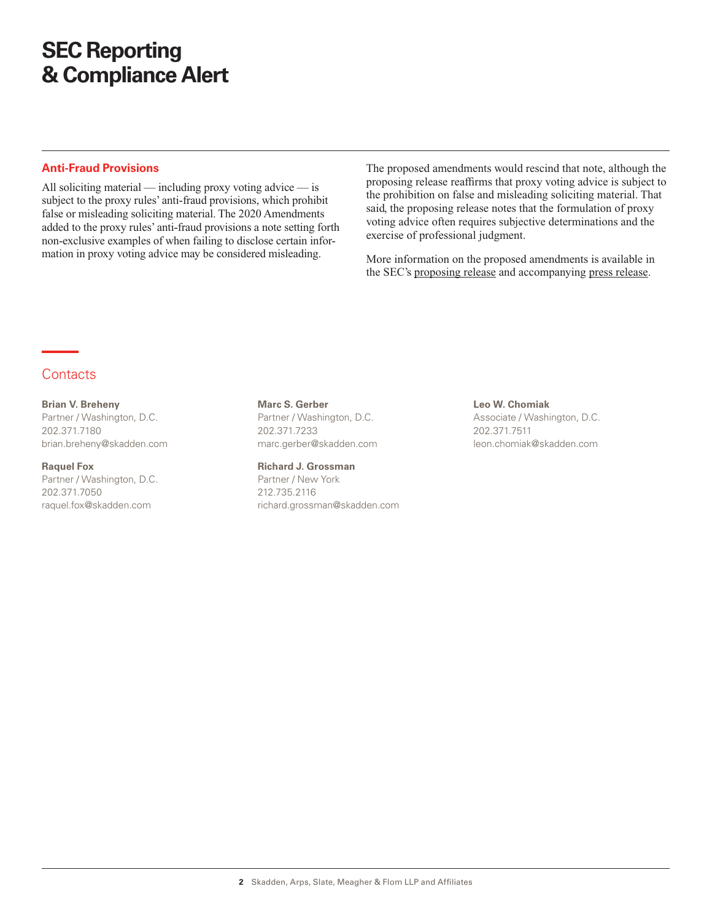### Anti-Fraud Provisions

All soliciting material — including proxy voting advice — is subject to the proxy rules' anti-fraud provisions, which prohibit false or misleading soliciting material. The 2020 Amendments added to the proxy rules' anti-fraud provisions a note setting forth non-exclusive examples of when failing to disclose certain information in proxy voting advice may be considered misleading.

The proposed amendments would rescind that note, although the proposing release reaffirms that proxy voting advice is subject to the prohibition on false and misleading soliciting material. That said, the proposing release notes that the formulation of proxy voting advice often requires subjective determinations and the exercise of professional judgment.

More information on the proposed amendments is available in the SEC's proposing release and accompanying press release.

## Contacts

**Brian V. Breheny**
Partner / Washington, D.C.
202.371.7180
brian.breheny@skadden.com

**Raquel Fox**
Partner / Washington, D.C.
202.371.7050
raquel.fox@skadden.com

**Marc S. Gerber**
Partner / Washington, D.C.
202.371.7233
marc.gerber@skadden.com

**Richard J. Grossman**
Partner / New York
212.735.2116
richard.grossman@skadden.com

**Leo W. Chomiak**
Associate / Washington, D.C.
202.371.7511
leon.chomiak@skadden.com